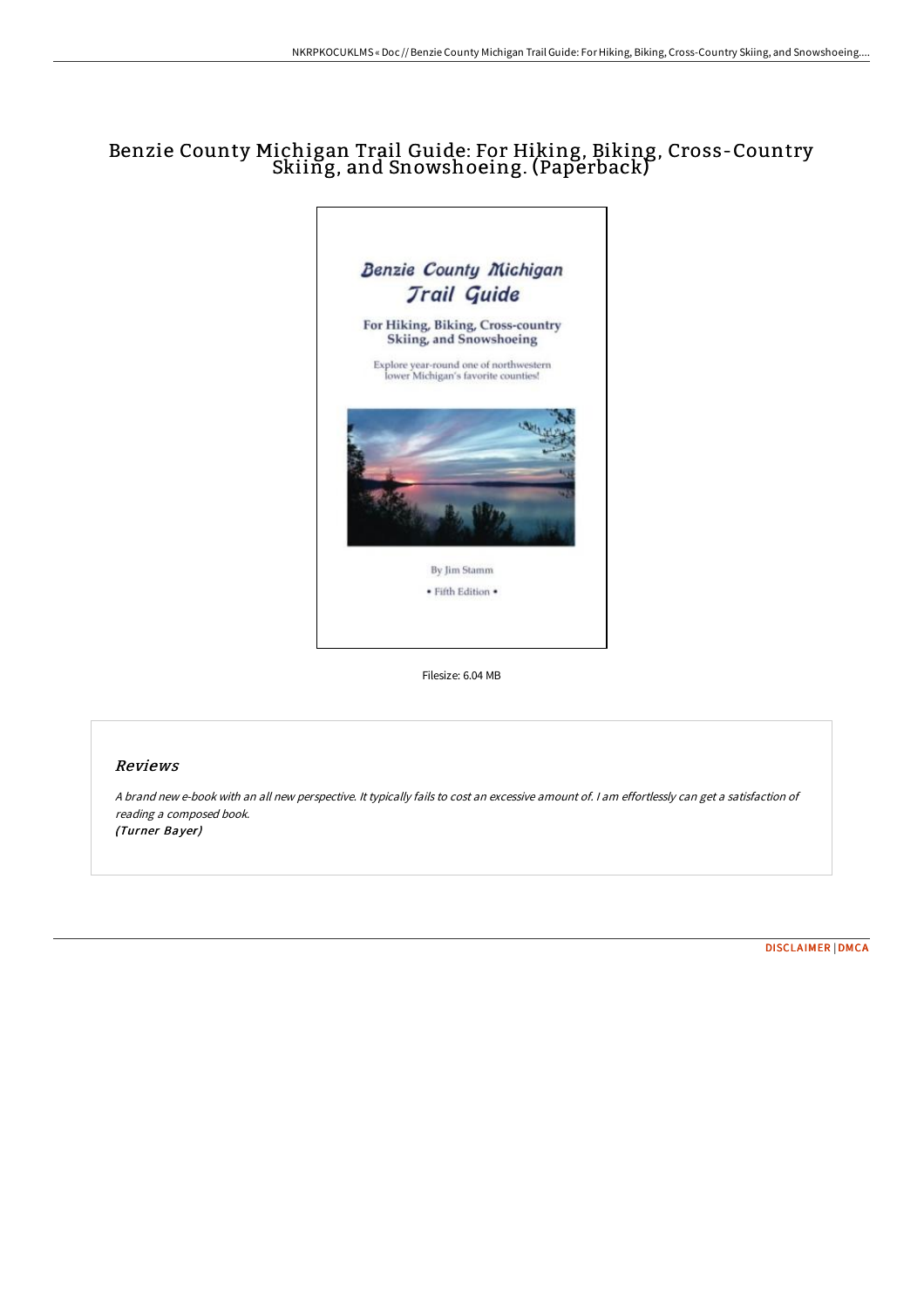# Benzie County Michigan Trail Guide: For Hiking, Biking, Cross-Country Skiing, and Snowshoeing. (Paperback)

Filesize: 6.04 MB

## Reviews

*A brand new e-book with an all new perspective. It typically fails to cost an excessive amount of. I am effortlessly can get a satisfaction of reading a composed book.*
*(Turner Bayer)*

[DISCLAIMER](#) | [DMCA](#)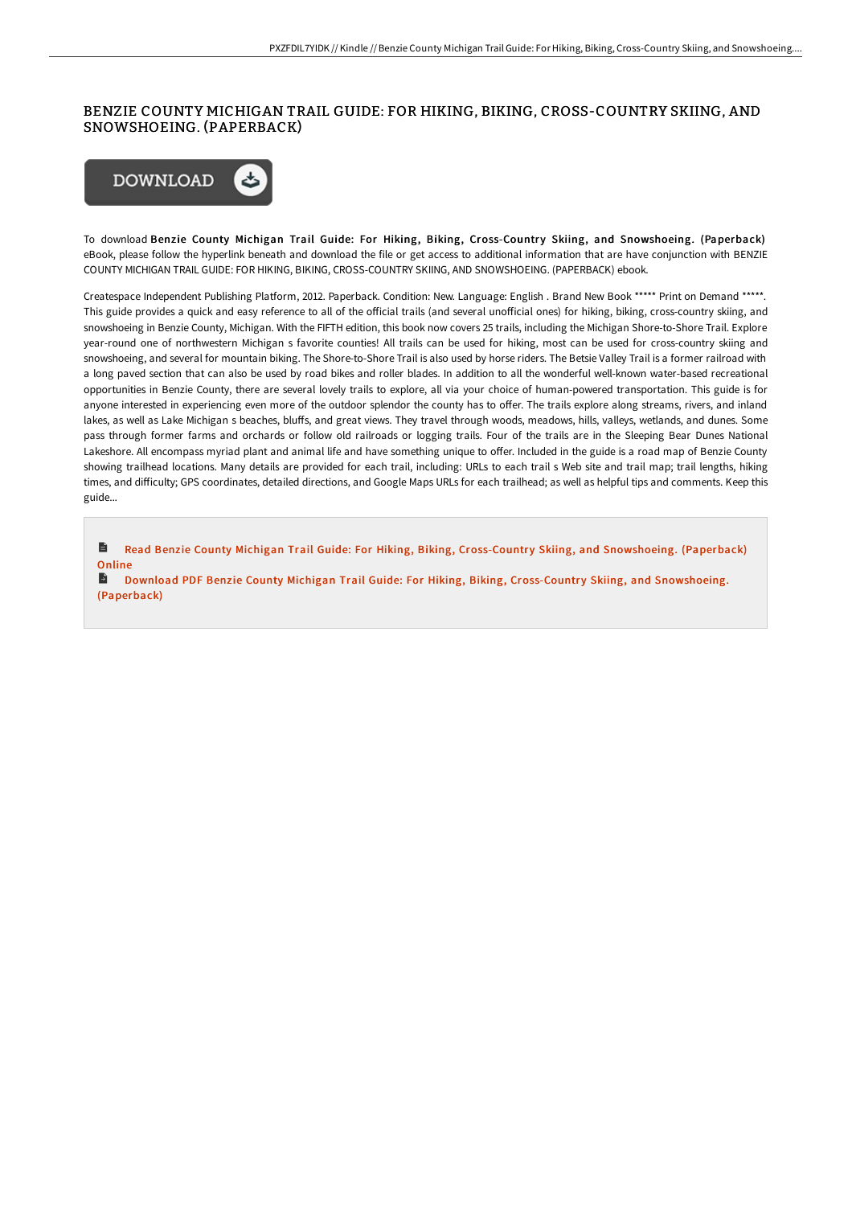# BENZIE COUNTY MICHIGAN TRAIL GUIDE: FOR HIKING, BIKING, CROSS-COUNTRY SKIING, AND SNOWSHOEING. (PAPERBACK)

DOWNLOAD

To download **Benzie County Michigan Trail Guide: For Hiking, Biking, Cross-Country Skiing, and Snowshoeing. (Paperback)** eBook, please follow the hyperlink beneath and download the file or get access to additional information that are have conjunction with BENZIE COUNTY MICHIGAN TRAIL GUIDE: FOR HIKING, BIKING, CROSS-COUNTRY SKIING, AND SNOWSHOEING. (PAPERBACK) ebook.

Createspace Independent Publishing Platform, 2012. Paperback. Condition: New. Language: English . Brand New Book ***** Print on Demand *****. This guide provides a quick and easy reference to all of the official trails (and several unofficial ones) for hiking, biking, cross-country skiing, and snowshoeing in Benzie County, Michigan. With the FIFTH edition, this book now covers 25 trails, including the Michigan Shore-to-Shore Trail. Explore year-round one of northwestern Michigan s favorite counties! All trails can be used for hiking, most can be used for cross-country skiing and snowshoeing, and several for mountain biking. The Shore-to-Shore Trail is also used by horse riders. The Betsie Valley Trail is a former railroad with a long paved section that can also be used by road bikes and roller blades. In addition to all the wonderful well-known water-based recreational opportunities in Benzie County, there are several lovely trails to explore, all via your choice of human-powered transportation. This guide is for anyone interested in experiencing even more of the outdoor splendor the county has to offer. The trails explore along streams, rivers, and inland lakes, as well as Lake Michigan s beaches, bluffs, and great views. They travel through woods, meadows, hills, valleys, wetlands, and dunes. Some pass through former farms and orchards or follow old railroads or logging trails. Four of the trails are in the Sleeping Bear Dunes National Lakeshore. All encompass myriad plant and animal life and have something unique to offer. Included in the guide is a road map of Benzie County showing trailhead locations. Many details are provided for each trail, including: URLs to each trail s Web site and trail map; trail lengths, hiking times, and difficulty; GPS coordinates, detailed directions, and Google Maps URLs for each trailhead; as well as helpful tips and comments. Keep this guide...

- Read Benzie County Michigan Trail Guide: For Hiking, Biking, Cross-Country Skiing, and Snowshoeing. (Paperback) Online
- Download PDF Benzie County Michigan Trail Guide: For Hiking, Biking, Cross-Country Skiing, and Snowshoeing. (Paperback)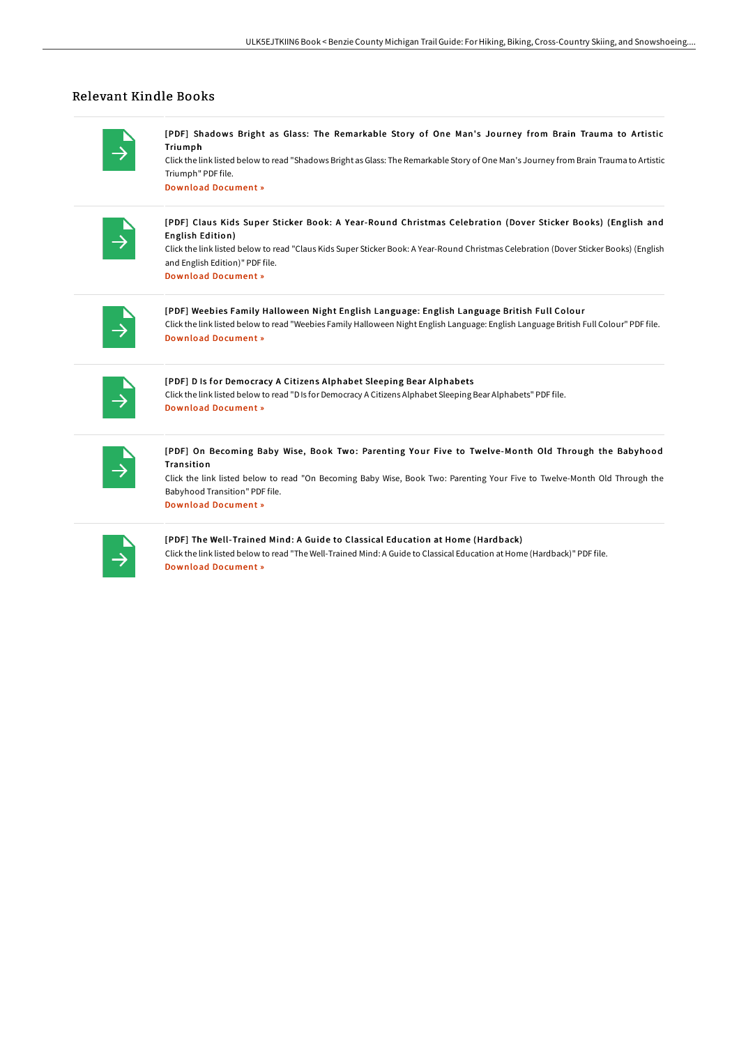## Relevant Kindle Books

[PDF] Shadows Bright as Glass: The Remarkable Story of One Man's Journey from Brain Trauma to Artistic Triumph

Click the link listed below to read "Shadows Bright as Glass: The Remarkable Story of One Man's Journey from Brain Trauma to Artistic Triumph" PDF file.

Download Document »

[PDF] Claus Kids Super Sticker Book: A Year-Round Christmas Celebration (Dover Sticker Books) (English and English Edition)

Click the link listed below to read "Claus Kids Super Sticker Book: A Year-Round Christmas Celebration (Dover Sticker Books) (English and English Edition)" PDF file.

Download Document »

[PDF] Weebies Family Halloween Night English Language: English Language British Full Colour

Click the link listed below to read "Weebies Family Halloween Night English Language: English Language British Full Colour" PDF file.

Download Document »

[PDF] D Is for Democracy A Citizens Alphabet Sleeping Bear Alphabets

Click the link listed below to read "D Is for Democracy A Citizens Alphabet Sleeping Bear Alphabets" PDF file.

Download Document »

[PDF] On Becoming Baby Wise, Book Two: Parenting Your Five to Twelve-Month Old Through the Babyhood Transition

Click the link listed below to read "On Becoming Baby Wise, Book Two: Parenting Your Five to Twelve-Month Old Through the Babyhood Transition" PDF file.

Download Document »

[PDF] The Well-Trained Mind: A Guide to Classical Education at Home (Hardback)

Click the link listed below to read "The Well-Trained Mind: A Guide to Classical Education at Home (Hardback)" PDF file.

Download Document »